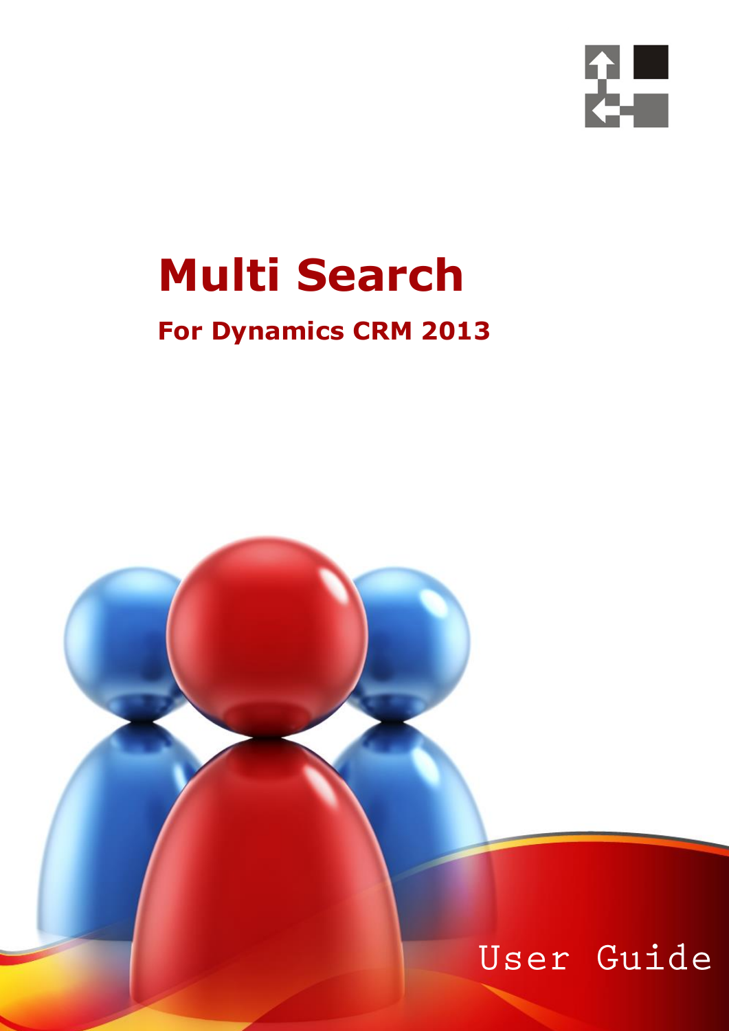# Multi Search

## For Dynamics CRM 2013

User Guide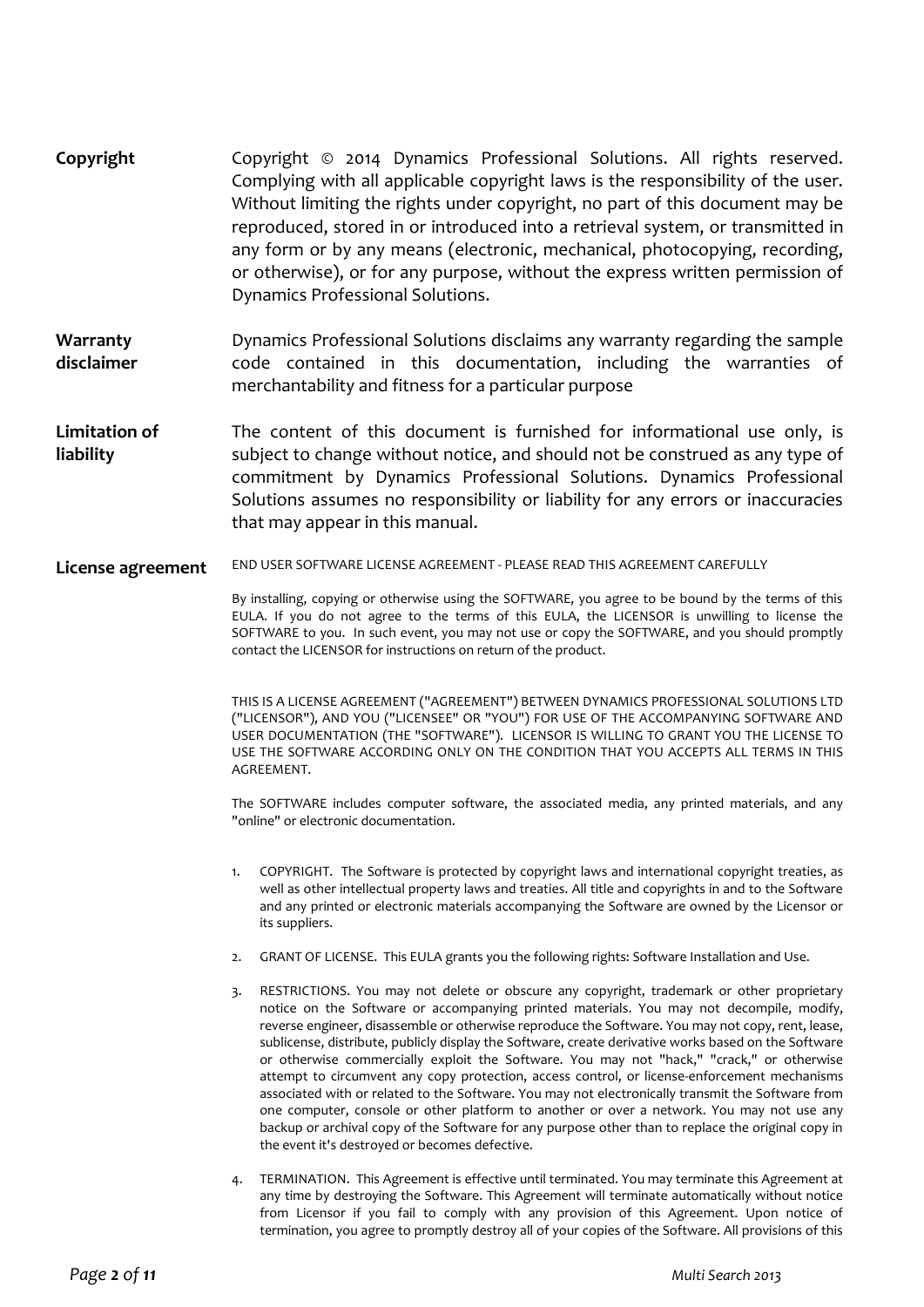**Copyright**

Copyright © 2014 Dynamics Professional Solutions. All rights reserved. Complying with all applicable copyright laws is the responsibility of the user. Without limiting the rights under copyright, no part of this document may be reproduced, stored in or introduced into a retrieval system, or transmitted in any form or by any means (electronic, mechanical, photocopying, recording, or otherwise), or for any purpose, without the express written permission of Dynamics Professional Solutions.

**Warranty disclaimer**

Dynamics Professional Solutions disclaims any warranty regarding the sample code contained in this documentation, including the warranties of merchantability and fitness for a particular purpose

**Limitation of liability**

The content of this document is furnished for informational use only, is subject to change without notice, and should not be construed as any type of commitment by Dynamics Professional Solutions. Dynamics Professional Solutions assumes no responsibility or liability for any errors or inaccuracies that may appear in this manual.

**License agreement**

END USER SOFTWARE LICENSE AGREEMENT - PLEASE READ THIS AGREEMENT CAREFULLY

By installing, copying or otherwise using the SOFTWARE, you agree to be bound by the terms of this EULA. If you do not agree to the terms of this EULA, the LICENSOR is unwilling to license the SOFTWARE to you. In such event, you may not use or copy the SOFTWARE, and you should promptly contact the LICENSOR for instructions on return of the product.

THIS IS A LICENSE AGREEMENT ("AGREEMENT") BETWEEN DYNAMICS PROFESSIONAL SOLUTIONS LTD ("LICENSOR"), AND YOU ("LICENSEE" OR "YOU") FOR USE OF THE ACCOMPANYING SOFTWARE AND USER DOCUMENTATION (THE "SOFTWARE"). LICENSOR IS WILLING TO GRANT YOU THE LICENSE TO USE THE SOFTWARE ACCORDING ONLY ON THE CONDITION THAT YOU ACCEPTS ALL TERMS IN THIS AGREEMENT.

The SOFTWARE includes computer software, the associated media, any printed materials, and any "online" or electronic documentation.

1. COPYRIGHT. The Software is protected by copyright laws and international copyright treaties, as well as other intellectual property laws and treaties. All title and copyrights in and to the Software and any printed or electronic materials accompanying the Software are owned by the Licensor or its suppliers.
2. GRANT OF LICENSE. This EULA grants you the following rights: Software Installation and Use.
3. RESTRICTIONS. You may not delete or obscure any copyright, trademark or other proprietary notice on the Software or accompanying printed materials. You may not decompile, modify, reverse engineer, disassemble or otherwise reproduce the Software. You may not copy, rent, lease, sublicense, distribute, publicly display the Software, create derivative works based on the Software or otherwise commercially exploit the Software. You may not "hack," "crack," or otherwise attempt to circumvent any copy protection, access control, or license-enforcement mechanisms associated with or related to the Software. You may not electronically transmit the Software from one computer, console or other platform to another or over a network. You may not use any backup or archival copy of the Software for any purpose other than to replace the original copy in the event it's destroyed or becomes defective.
4. TERMINATION. This Agreement is effective until terminated. You may terminate this Agreement at any time by destroying the Software. This Agreement will terminate automatically without notice from Licensor if you fail to comply with any provision of this Agreement. Upon notice of termination, you agree to promptly destroy all of your copies of the Software. All provisions of this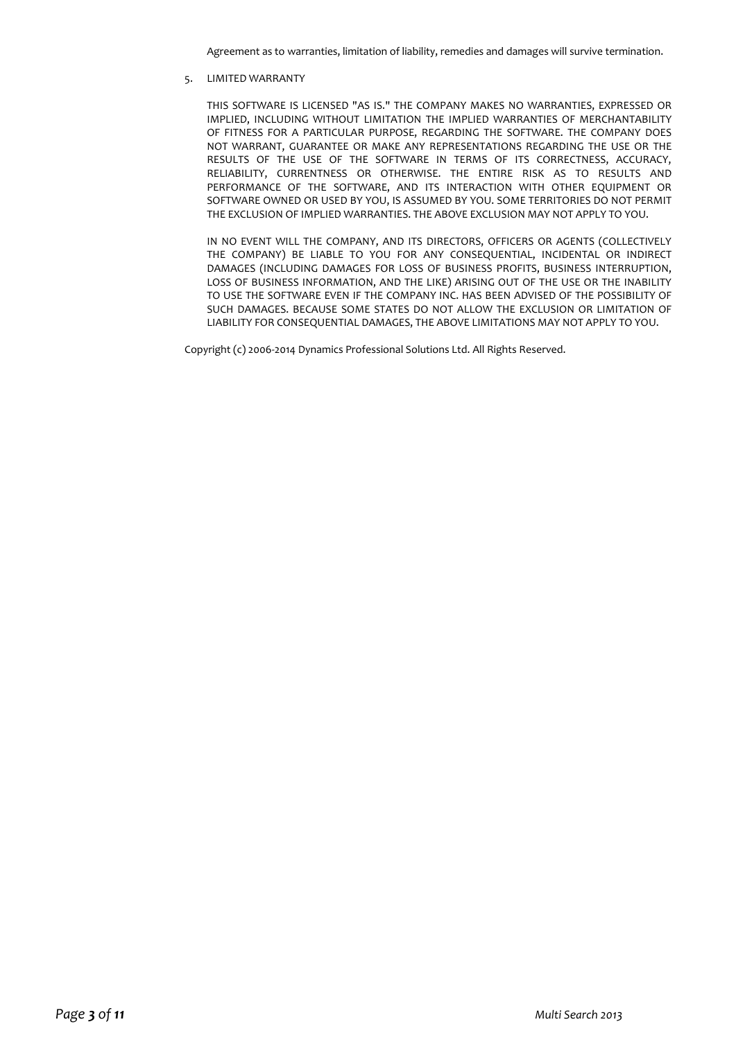Agreement as to warranties, limitation of liability, remedies and damages will survive termination.

5. LIMITED WARRANTY

   THIS SOFTWARE IS LICENSED "AS IS." THE COMPANY MAKES NO WARRANTIES, EXPRESSED OR IMPLIED, INCLUDING WITHOUT LIMITATION THE IMPLIED WARRANTIES OF MERCHANTABILITY OF FITNESS FOR A PARTICULAR PURPOSE, REGARDING THE SOFTWARE. THE COMPANY DOES NOT WARRANT, GUARANTEE OR MAKE ANY REPRESENTATIONS REGARDING THE USE OR THE RESULTS OF THE USE OF THE SOFTWARE IN TERMS OF ITS CORRECTNESS, ACCURACY, RELIABILITY, CURRENTNESS OR OTHERWISE. THE ENTIRE RISK AS TO RESULTS AND PERFORMANCE OF THE SOFTWARE, AND ITS INTERACTION WITH OTHER EQUIPMENT OR SOFTWARE OWNED OR USED BY YOU, IS ASSUMED BY YOU. SOME TERRITORIES DO NOT PERMIT THE EXCLUSION OF IMPLIED WARRANTIES. THE ABOVE EXCLUSION MAY NOT APPLY TO YOU.

   IN NO EVENT WILL THE COMPANY, AND ITS DIRECTORS, OFFICERS OR AGENTS (COLLECTIVELY THE COMPANY) BE LIABLE TO YOU FOR ANY CONSEQUENTIAL, INCIDENTAL OR INDIRECT DAMAGES (INCLUDING DAMAGES FOR LOSS OF BUSINESS PROFITS, BUSINESS INTERRUPTION, LOSS OF BUSINESS INFORMATION, AND THE LIKE) ARISING OUT OF THE USE OR THE INABILITY TO USE THE SOFTWARE EVEN IF THE COMPANY INC. HAS BEEN ADVISED OF THE POSSIBILITY OF SUCH DAMAGES. BECAUSE SOME STATES DO NOT ALLOW THE EXCLUSION OR LIMITATION OF LIABILITY FOR CONSEQUENTIAL DAMAGES, THE ABOVE LIMITATIONS MAY NOT APPLY TO YOU.

Copyright (c) 2006-2014 Dynamics Professional Solutions Ltd. All Rights Reserved.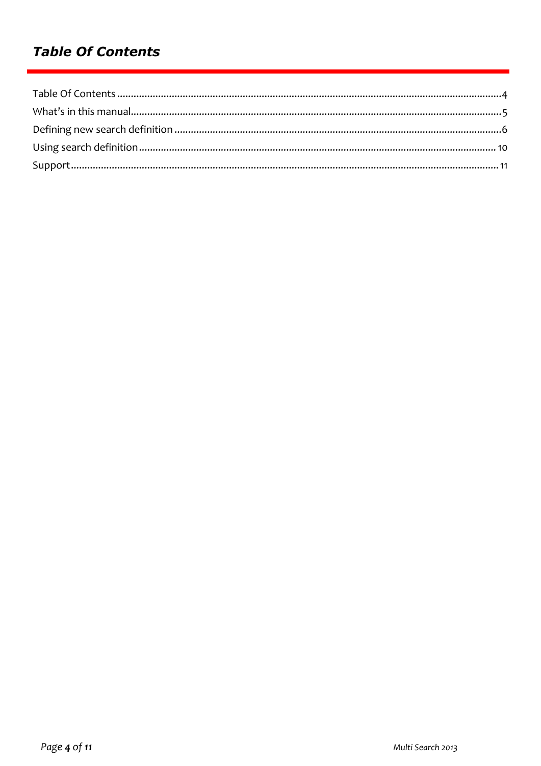## *Table Of Contents*

Table Of Contents ........................................................................ 4
What's in this manual ..................................................................... 5
Defining new search definition ........................................................ 6
Using search definition .................................................................. 10
Support ...................................................................................... 11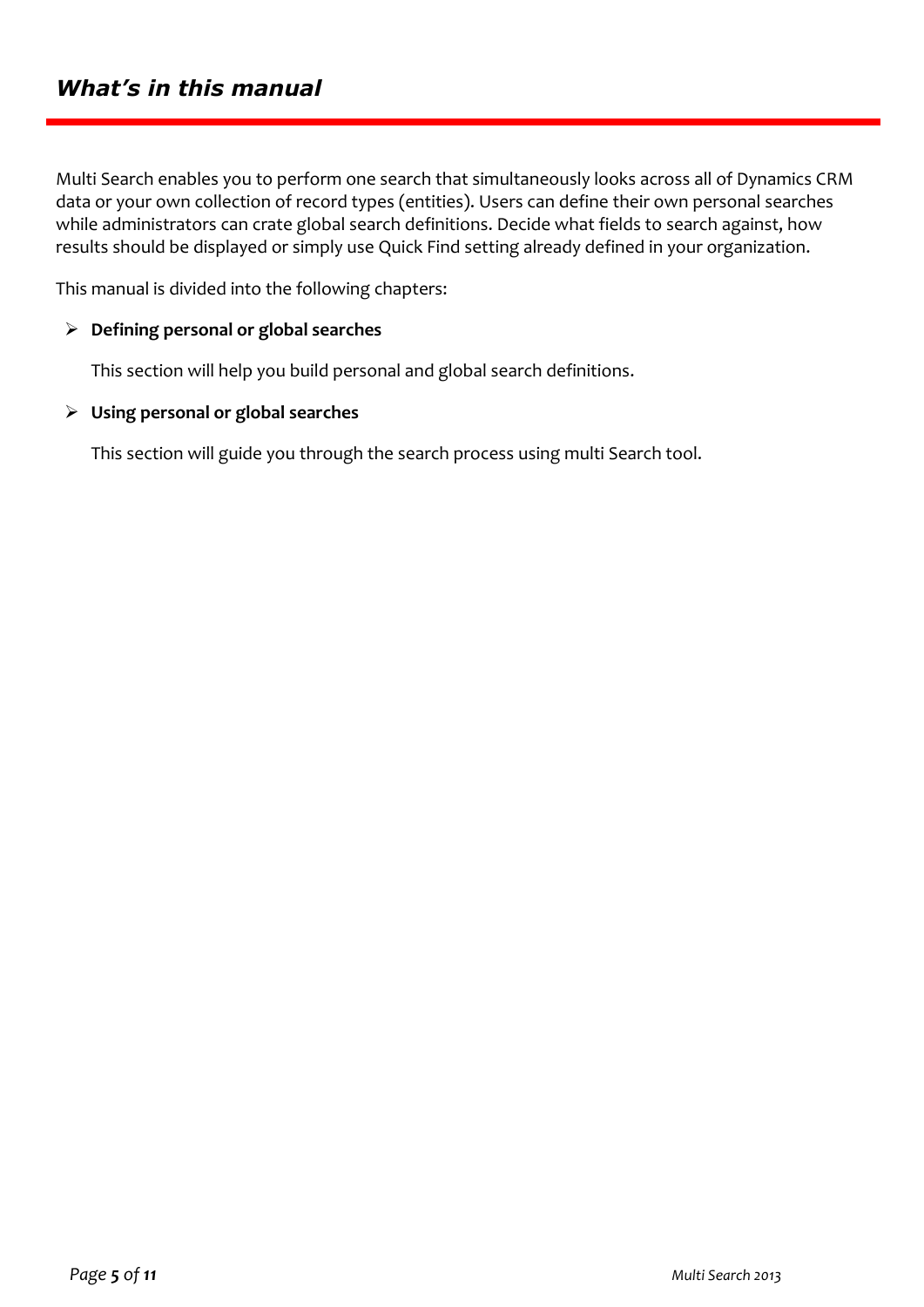# *What's in this manual*

Multi Search enables you to perform one search that simultaneously looks across all of Dynamics CRM data or your own collection of record types (entities). Users can define their own personal searches while administrators can crate global search definitions. Decide what fields to search against, how results should be displayed or simply use Quick Find setting already defined in your organization.

This manual is divided into the following chapters:

- **Defining personal or global searches**

  This section will help you build personal and global search definitions.

- **Using personal or global searches**

  This section will guide you through the search process using multi Search tool.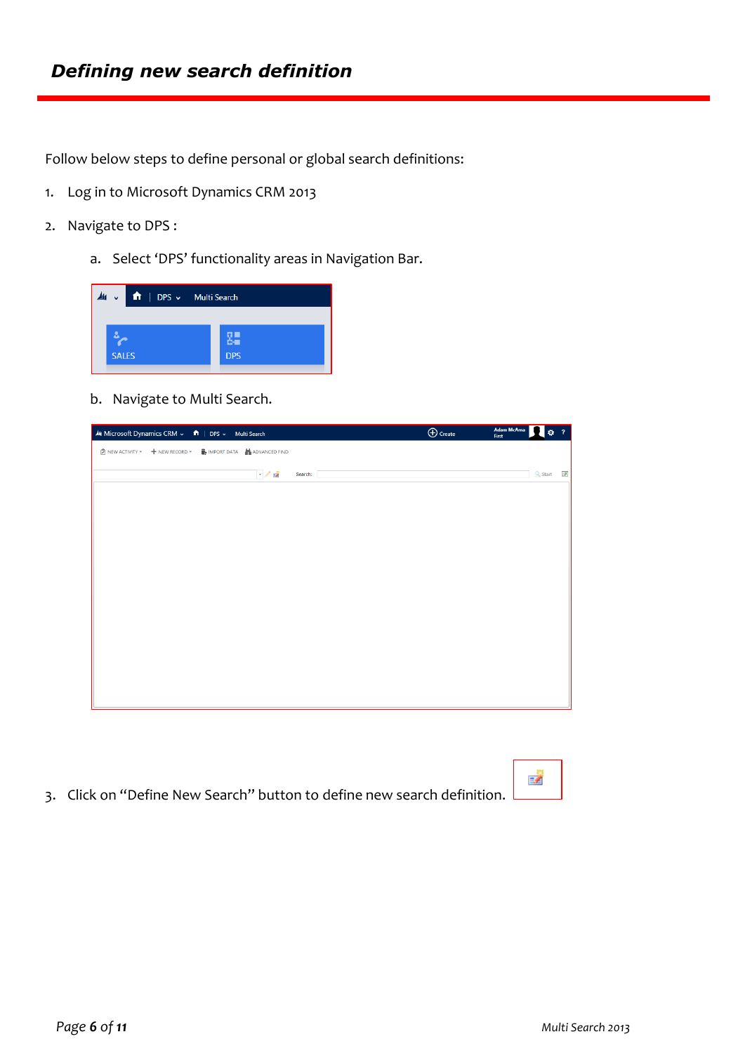## *Defining new search definition*

Follow below steps to define personal or global search definitions:

1. Log in to Microsoft Dynamics CRM 2013
2. Navigate to DPS :
   a. Select 'DPS' functionality areas in Navigation Bar.
   b. Navigate to Multi Search.
3. Click on "Define New Search" button to define new search definition.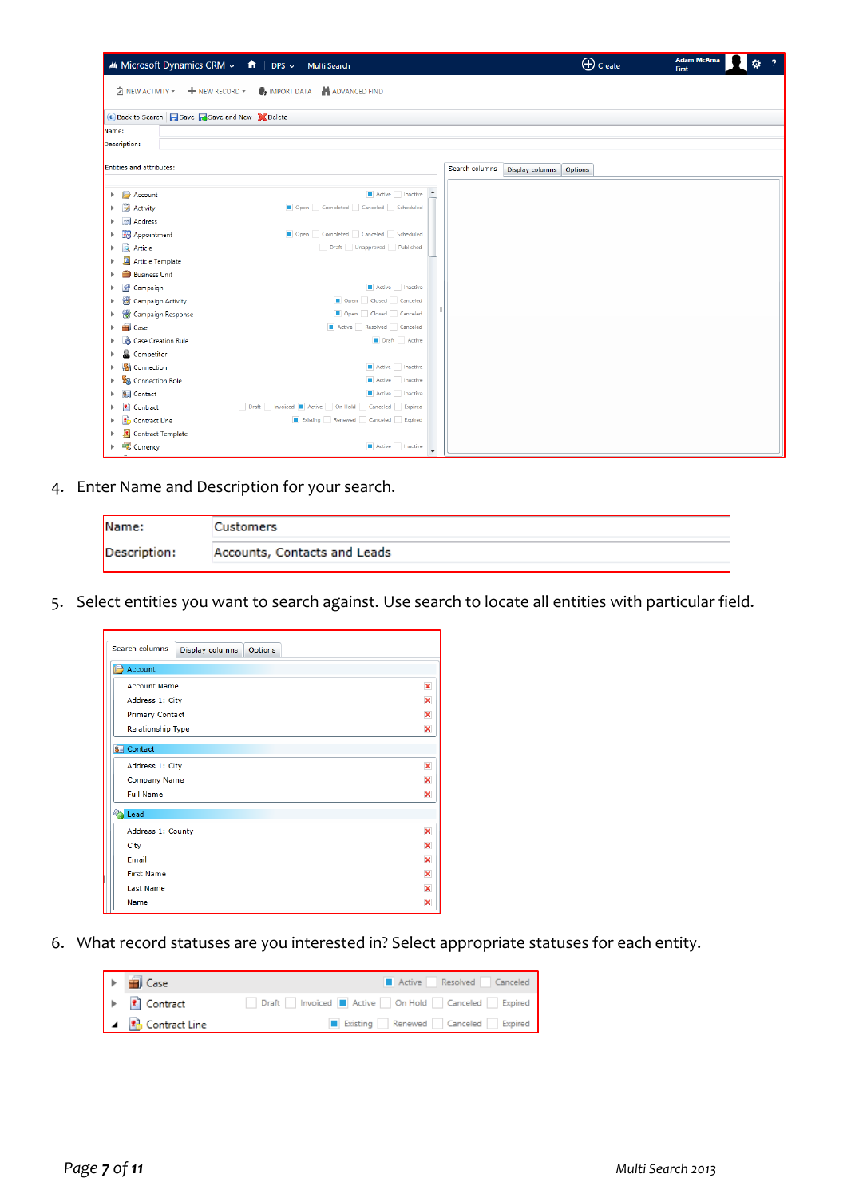4. Enter Name and Description for your search.

5. Select entities you want to search against. Use search to locate all entities with particular field.

6. What record statuses are you interested in? Select appropriate statuses for each entity.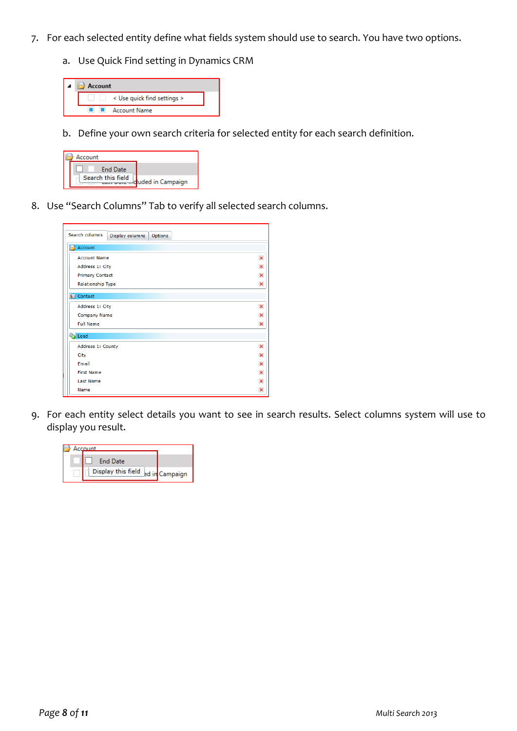7. For each selected entity define what fields system should use to search. You have two options.

   a. Use Quick Find setting in Dynamics CRM

   b. Define your own search criteria for selected entity for each search definition.

8. Use "Search Columns" Tab to verify all selected search columns.

9. For each entity select details you want to see in search results. Select columns system will use to display you result.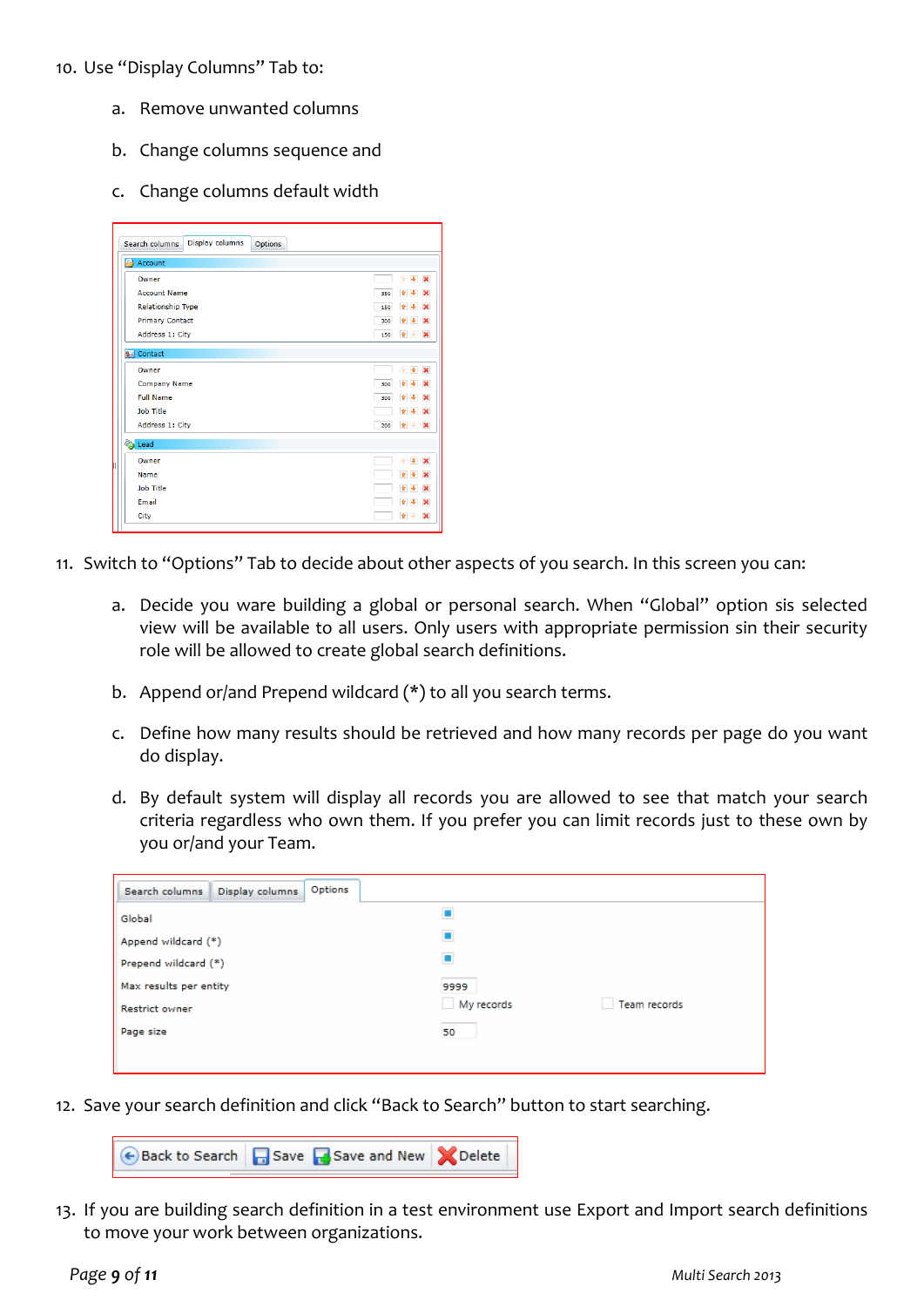10. Use “Display Columns” Tab to:

    a. Remove unwanted columns

    b. Change columns sequence and

    c. Change columns default width

11. Switch to “Options” Tab to decide about other aspects of you search. In this screen you can:

    a. Decide you ware building a global or personal search. When “Global” option sis selected view will be available to all users. Only users with appropriate permission sin their security role will be allowed to create global search definitions.

    b. Append or/and Prepend wildcard (*) to all you search terms.

    c. Define how many results should be retrieved and how many records per page do you want do display.

    d. By default system will display all records you are allowed to see that match your search criteria regardless who own them. If you prefer you can limit records just to these own by you or/and your Team.

12. Save your search definition and click “Back to Search” button to start searching.

13. If you are building search definition in a test environment use Export and Import search definitions to move your work between organizations.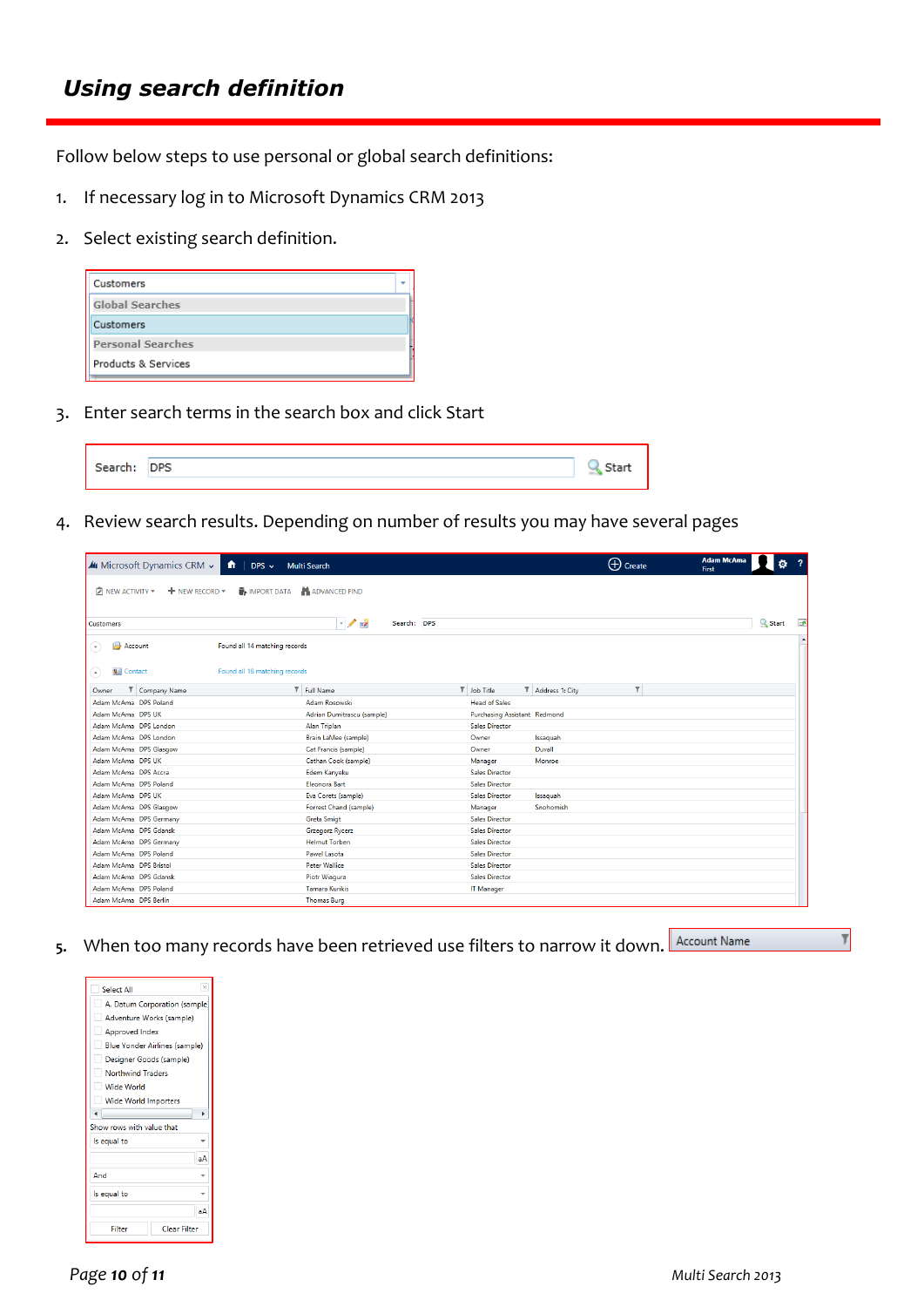## *Using search definition*

Follow below steps to use personal or global search definitions:

1. If necessary log in to Microsoft Dynamics CRM 2013
2. Select existing search definition.
3. Enter search terms in the search box and click Start
4. Review search results. Depending on number of results you may have several pages
5. When too many records have been retrieved use filters to narrow it down.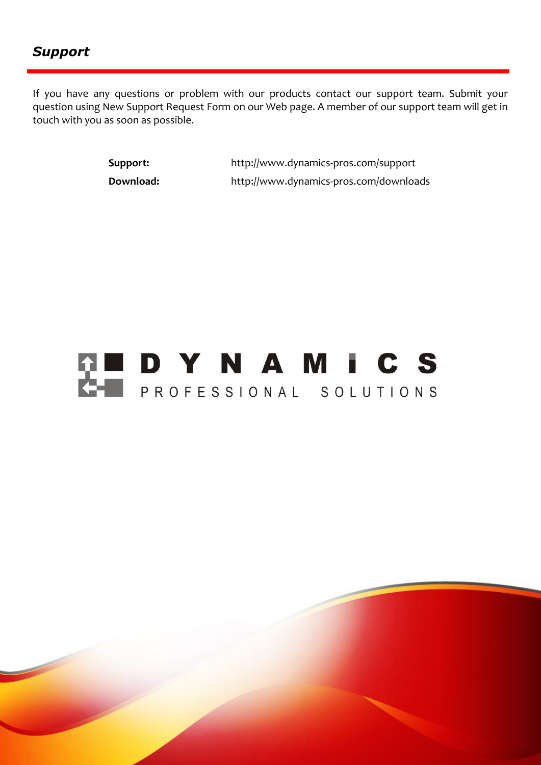## *Support*

If you have any questions or problem with our products contact our support team. Submit your question using New Support Request Form on our Web page. A member of our support team will get in touch with you as soon as possible.

| | |
|---|---|
| **Support:** | http://www.dynamics-pros.com/support |
| **Download:** | http://www.dynamics-pros.com/downloads |

DYNAMICS
PROFESSIONAL SOLUTIONS